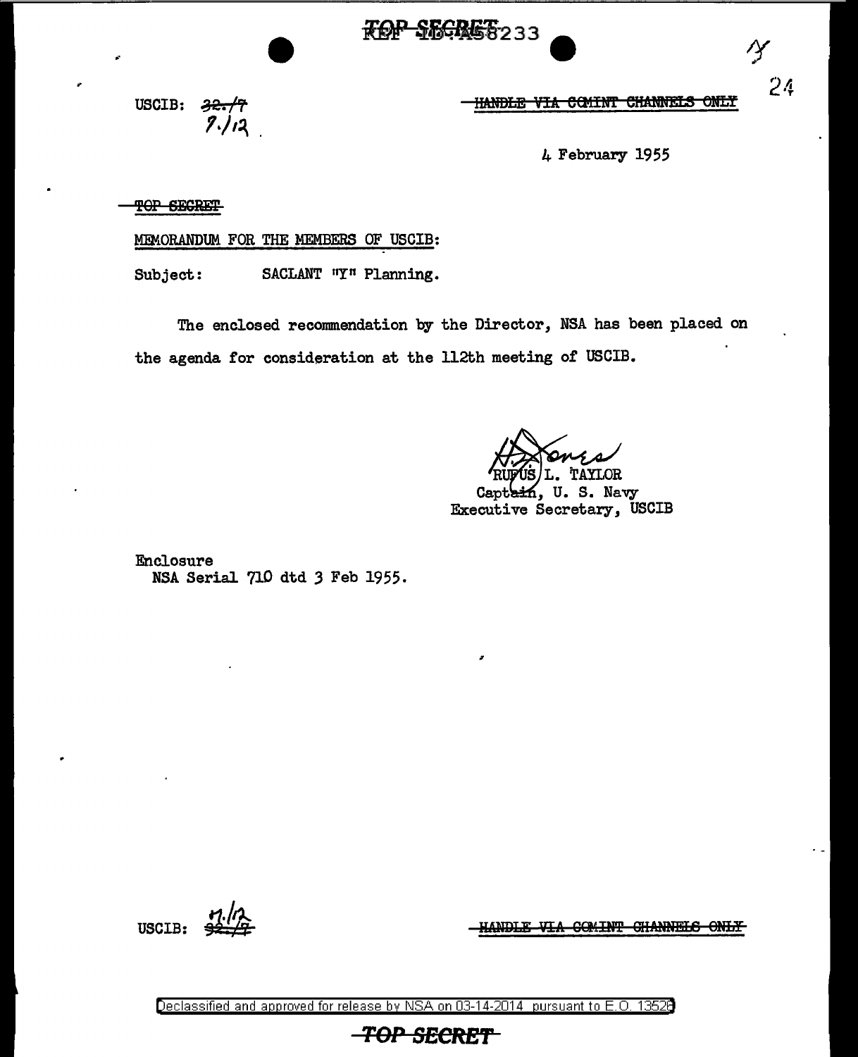USCIB: ~~32./7~~ 9./12

~~HANDLE VIA COMINT CHANNELS ONLY~~

4 February 1955

~~TOP SECRET~~

MEMORANDUM FOR THE MEMBERS OF USCIB:

Subject: SACLANT "Y" Planning.

The enclosed recommendation by the Director, NSA has been placed on the agenda for consideration at the 112th meeting of USCIB.

RUFUS L. TAYLOR
Captain, U. S. Navy
Executive Secretary, USCIB

Enclosure
NSA Serial 710 dtd 3 Feb 1955.

USCIB: ~~32./7~~ 9./12

~~HANDLE VIA COMINT CHANNELS ONLY~~

Declassified and approved for release by NSA on 03-14-2014 pursuant to E.O. 13526

~~TOP SECRET~~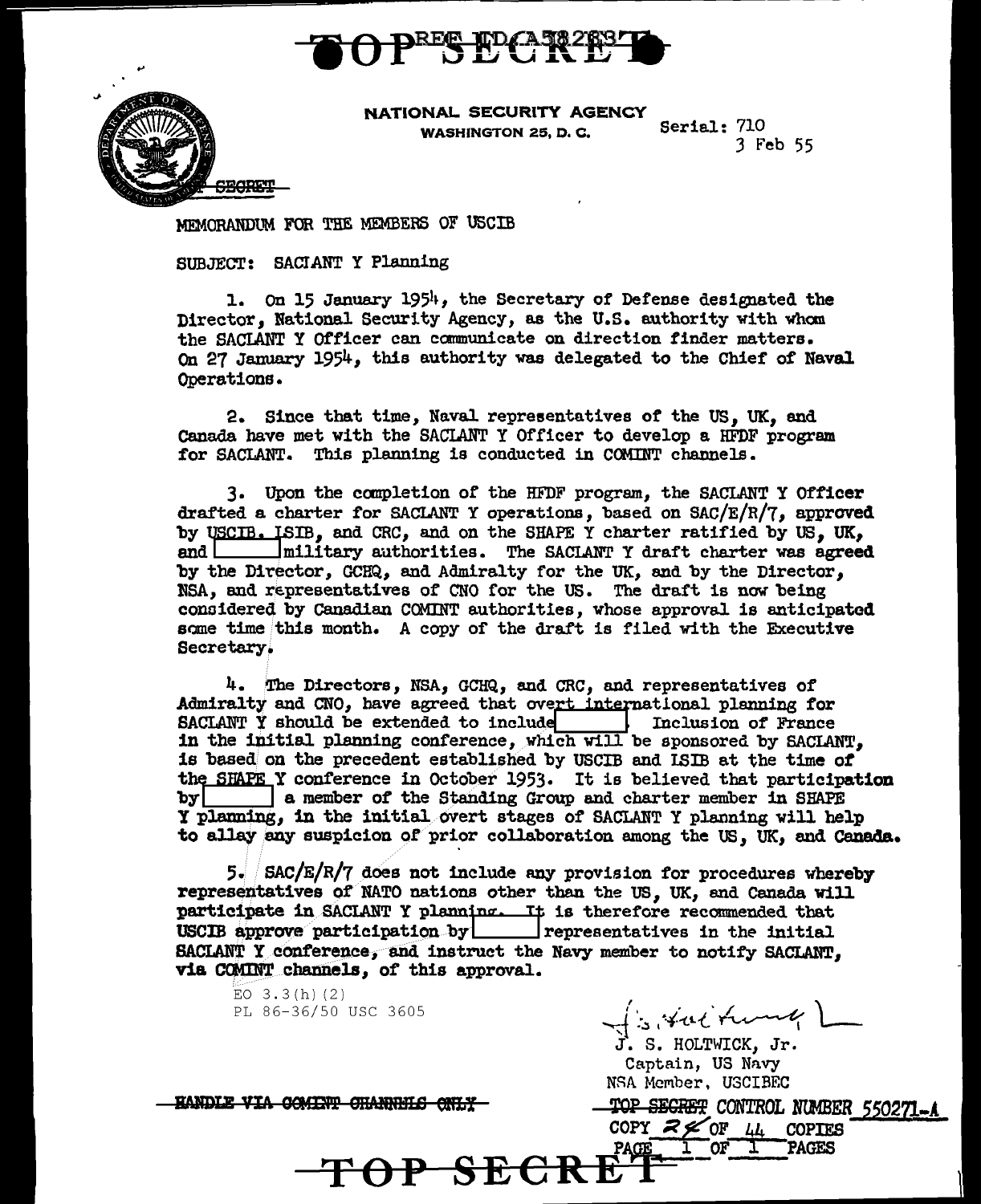TOP SECRET

REF ID:A58283

NATIONAL SECURITY AGENCY
WASHINGTON 25, D. C.

Serial: 710
3 Feb 55

SECRET

MEMORANDUM FOR THE MEMBERS OF USCIB

SUBJECT: SACIANT Y Planning

1. On 15 January 1954, the Secretary of Defense designated the Director, National Security Agency, as the U.S. authority with whom the SACLANT Y Officer can communicate on direction finder matters. On 27 January 1954, this authority was delegated to the Chief of Naval Operations.

2. Since that time, Naval representatives of the US, UK, and Canada have met with the SACLANT Y Officer to develop a HFDF program for SACLANT. This planning is conducted in COMINT channels.

3. Upon the completion of the HFDF program, the SACLANT Y Officer drafted a charter for SACLANT Y operations, based on SAC/E/R/7, approved by USCIB, ISIB, and CRC, and on the SHAPE Y charter ratified by US, UK, and [ ] military authorities. The SACLANT Y draft charter was agreed by the Director, GCHQ, and Admiralty for the UK, and by the Director, NSA, and representatives of CNO for the US. The draft is now being considered by Canadian COMINT authorities, whose approval is anticipated some time this month. A copy of the draft is filed with the Executive Secretary.

4. The Directors, NSA, GCHQ, and CRC, and representatives of Admiralty and CNO, have agreed that overt international planning for SACLANT Y should be extended to include [ ]. Inclusion of France in the initial planning conference, which will be sponsored by SACLANT, is based on the precedent established by USCIB and ISIB at the time of the SHAPE Y conference in October 1953. It is believed that participation by [ ] a member of the Standing Group and charter member in SHAPE Y planning, in the initial overt stages of SACLANT Y planning will help to allay any suspicion of prior collaboration among the US, UK, and Canada.

5. SAC/E/R/7 does not include any provision for procedures whereby representatives of NATO nations other than the US, UK, and Canada will participate in SACLANT Y planning. It is therefore recommended that USCIB approve participation by [ ] representatives in the initial SACLANT Y conference, and instruct the Navy member to notify SACLANT, via COMINT channels, of this approval.

EO 3.3(h)(2)
PL 86-36/50 USC 3605

J. S. HOLTWICK, Jr.
Captain, US Navy
NSA Member, USCIBEC

HANDLE VIA COMINT CHANNELS ONLY

TOP SECRET CONTROL NUMBER 550271-A
COPY 24 OF 44 COPIES
PAGE 1 OF 1 PAGES

TOP SECRET